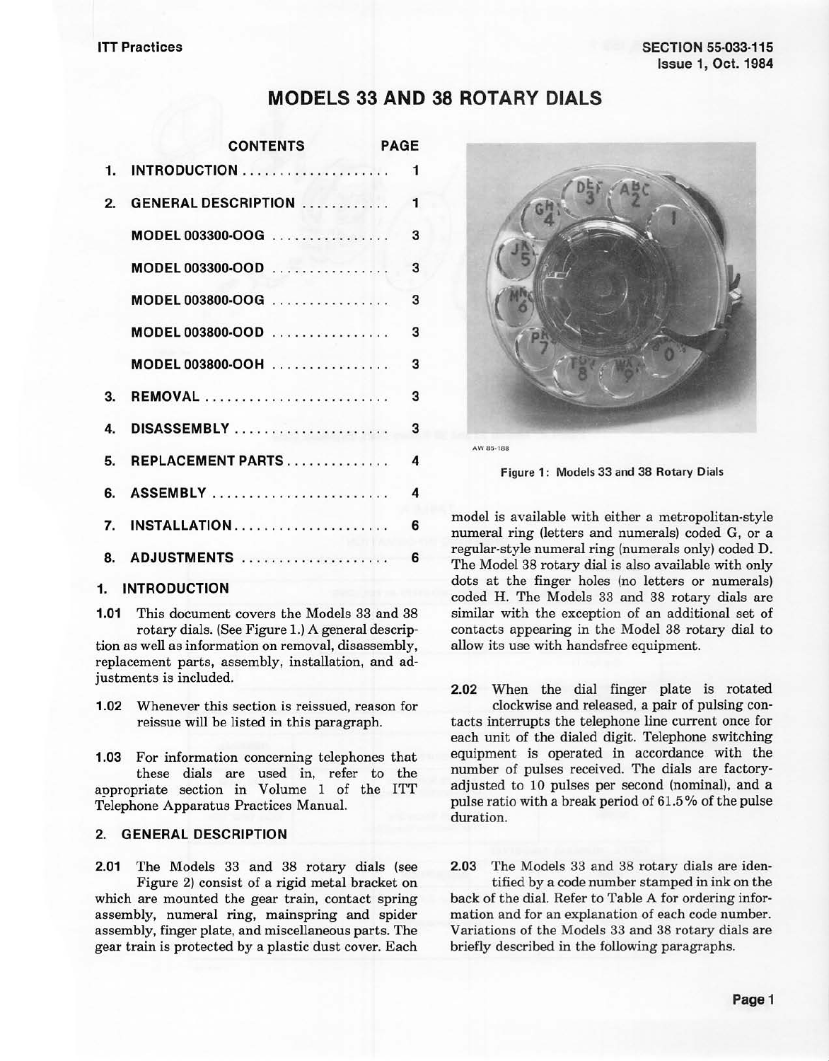ITT Practices

SECTION 55-033-115
Issue 1, Oct. 1984

# MODELS 33 AND 38 ROTARY DIALS

| CONTENTS | PAGE |
|---|---|
| 1. INTRODUCTION | 1 |
| 2. GENERAL DESCRIPTION | 1 |
| MODEL 003300-OOG | 3 |
| MODEL 003300-OOD | 3 |
| MODEL 003800-OOG | 3 |
| MODEL 003800-OOD | 3 |
| MODEL 003800-OOH | 3 |
| 3. REMOVAL | 3 |
| 4. DISASSEMBLY | 3 |
| 5. REPLACEMENT PARTS | 4 |
| 6. ASSEMBLY | 4 |
| 7. INSTALLATION | 6 |
| 8. ADJUSTMENTS | 6 |

## 1. INTRODUCTION

**1.01** This document covers the Models 33 and 38 rotary dials. (See Figure 1.) A general description as well as information on removal, disassembly, replacement parts, assembly, installation, and adjustments is included.

**1.02** Whenever this section is reissued, reason for reissue will be listed in this paragraph.

**1.03** For information concerning telephones that these dials are used in, refer to the appropriate section in Volume 1 of the ITT Telephone Apparatus Practices Manual.

## 2. GENERAL DESCRIPTION

**2.01** The Models 33 and 38 rotary dials (see Figure 2) consist of a rigid metal bracket on which are mounted the gear train, contact spring assembly, numeral ring, mainspring and spider assembly, finger plate, and miscellaneous parts. The gear train is protected by a plastic dust cover. Each model is available with either a metropolitan-style numeral ring (letters and numerals) coded G, or a regular-style numeral ring (numerals only) coded D. The Model 38 rotary dial is also available with only dots at the finger holes (no letters or numerals) coded H. The Models 33 and 38 rotary dials are similar with the exception of an additional set of contacts appearing in the Model 38 rotary dial to allow its use with handsfree equipment.

AW 85-188

Figure 1: Models 33 and 38 Rotary Dials

**2.02** When the dial finger plate is rotated clockwise and released, a pair of pulsing contacts interrupts the telephone line current once for each unit of the dialed digit. Telephone switching equipment is operated in accordance with the number of pulses received. The dials are factory-adjusted to 10 pulses per second (nominal), and a pulse ratio with a break period of 61.5% of the pulse duration.

**2.03** The Models 33 and 38 rotary dials are identified by a code number stamped in ink on the back of the dial. Refer to Table A for ordering information and for an explanation of each code number. Variations of the Models 33 and 38 rotary dials are briefly described in the following paragraphs.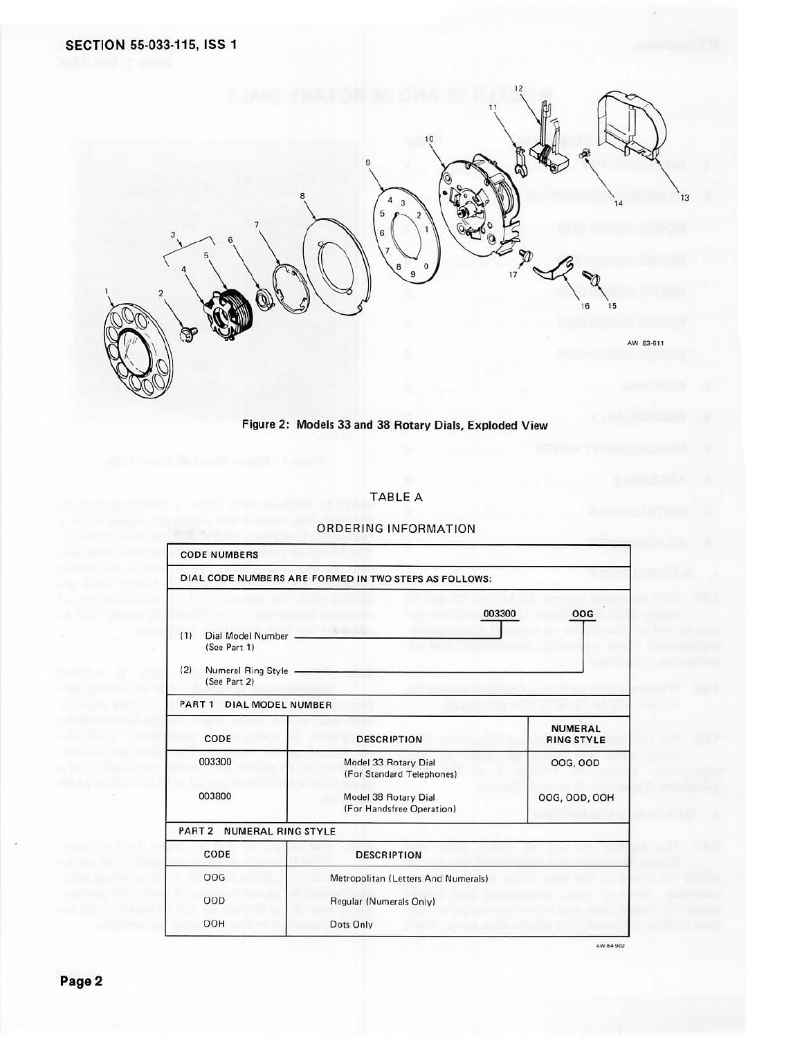Figure 2: Models 33 and 38 Rotary Dials, Exploded View

TABLE A

ORDERING INFORMATION

| CODE NUMBERS | | |
|---|---|---|
| DIAL CODE NUMBERS ARE FORMED IN TWO STEPS AS FOLLOWS: | | |
| (1) Dial Model Number (See Part 1) — 003300 | | |
| (2) Numeral Ring Style (See Part 2) — OOG | | |
| **PART 1 DIAL MODEL NUMBER** | | |
| CODE | DESCRIPTION | NUMERAL RING STYLE |
| 003300 | Model 33 Rotary Dial (For Standard Telephones) | OOG, OOD |
| 003800 | Model 38 Rotary Dial (For Handsfree Operation) | OOG, OOD, OOH |
| **PART 2 NUMERAL RING STYLE** | | |
| CODE | DESCRIPTION | |
| OOG | Metropolitan (Letters And Numerals) | |
| OOD | Regular (Numerals Only) | |
| OOH | Dots Only | |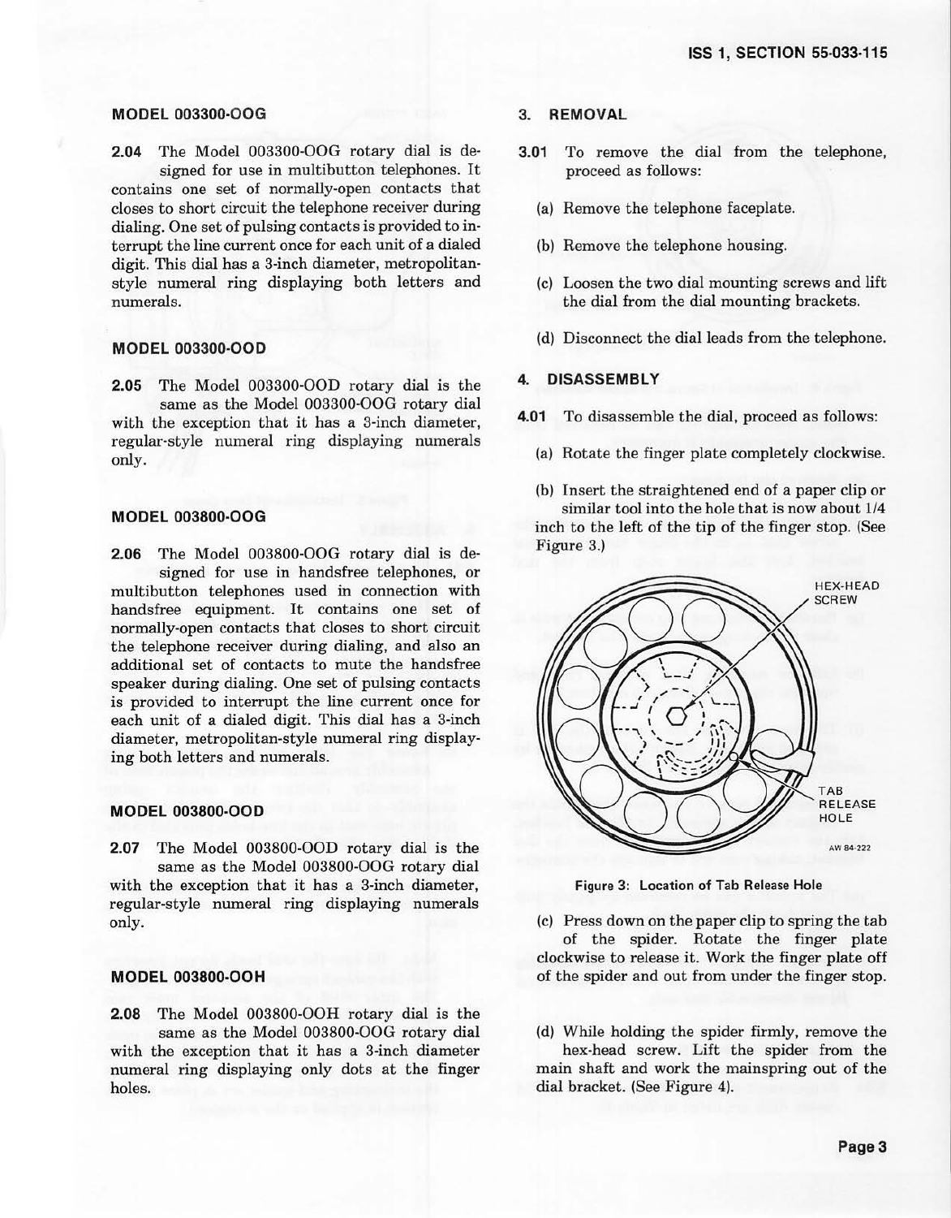### MODEL 003300-OOG

**2.04** The Model 003300-OOG rotary dial is designed for use in multibutton telephones. It contains one set of normally-open contacts that closes to short circuit the telephone receiver during dialing. One set of pulsing contacts is provided to interrupt the line current once for each unit of a dialed digit. This dial has a 3-inch diameter, metropolitan-style numeral ring displaying both letters and numerals.

### MODEL 003300-OOD

**2.05** The Model 003300-OOD rotary dial is the same as the Model 003300-OOG rotary dial with the exception that it has a 3-inch diameter, regular-style numeral ring displaying numerals only.

### MODEL 003800-OOG

**2.06** The Model 003800-OOG rotary dial is designed for use in handsfree telephones, or multibutton telephones used in connection with handsfree equipment. It contains one set of normally-open contacts that closes to short circuit the telephone receiver during dialing, and also an additional set of contacts to mute the handsfree speaker during dialing. One set of pulsing contacts is provided to interrupt the line current once for each unit of a dialed digit. This dial has a 3-inch diameter, metropolitan-style numeral ring displaying both letters and numerals.

### MODEL 003800-OOD

**2.07** The Model 003800-OOD rotary dial is the same as the Model 003800-OOG rotary dial with the exception that it has a 3-inch diameter, regular-style numeral ring displaying numerals only.

### MODEL 003800-OOH

**2.08** The Model 003800-OOH rotary dial is the same as the Model 003800-OOG rotary dial with the exception that it has a 3-inch diameter numeral ring displaying only dots at the finger holes.

## 3. REMOVAL

**3.01** To remove the dial from the telephone, proceed as follows:

(a) Remove the telephone faceplate.

(b) Remove the telephone housing.

(c) Loosen the two dial mounting screws and lift the dial from the dial mounting brackets.

(d) Disconnect the dial leads from the telephone.

## 4. DISASSEMBLY

**4.01** To disassemble the dial, proceed as follows:

(a) Rotate the finger plate completely clockwise.

(b) Insert the straightened end of a paper clip or similar tool into the hole that is now about 1/4 inch to the left of the tip of the finger stop. (See Figure 3.)

HEX-HEAD SCREW

TAB RELEASE HOLE

AW 84-222

Figure 3: Location of Tab Release Hole

(c) Press down on the paper clip to spring the tab of the spider. Rotate the finger plate clockwise to release it. Work the finger plate off of the spider and out from under the finger stop.

(d) While holding the spider firmly, remove the hex-head screw. Lift the spider from the main shaft and work the mainspring out of the dial bracket. (See Figure 4).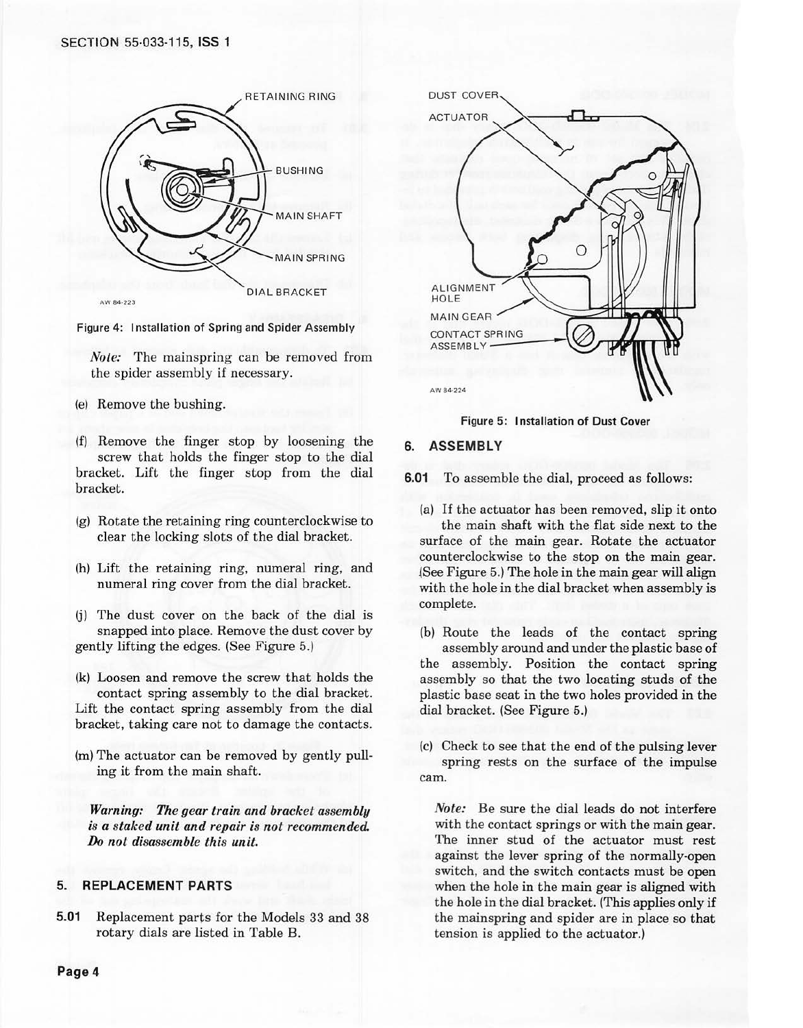Figure 4: Installation of Spring and Spider Assembly

*Note:* The mainspring can be removed from the spider assembly if necessary.

(e) Remove the bushing.

(f) Remove the finger stop by loosening the screw that holds the finger stop to the dial bracket. Lift the finger stop from the dial bracket.

(g) Rotate the retaining ring counterclockwise to clear the locking slots of the dial bracket.

(h) Lift the retaining ring, numeral ring, and numeral ring cover from the dial bracket.

(j) The dust cover on the back of the dial is snapped into place. Remove the dust cover by gently lifting the edges. (See Figure 5.)

(k) Loosen and remove the screw that holds the contact spring assembly to the dial bracket. Lift the contact spring assembly from the dial bracket, taking care not to damage the contacts.

(m) The actuator can be removed by gently pulling it from the main shaft.

***Warning: The gear train and bracket assembly is a staked unit and repair is not recommended. Do not disassemble this unit.***

## 5. REPLACEMENT PARTS

**5.01** Replacement parts for the Models 33 and 38 rotary dials are listed in Table B.

Figure 5: Installation of Dust Cover

## 6. ASSEMBLY

**6.01** To assemble the dial, proceed as follows:

(a) If the actuator has been removed, slip it onto the main shaft with the flat side next to the surface of the main gear. Rotate the actuator counterclockwise to the stop on the main gear. (See Figure 5.) The hole in the main gear will align with the hole in the dial bracket when assembly is complete.

(b) Route the leads of the contact spring assembly around and under the plastic base of the assembly. Position the contact spring assembly so that the two locating studs of the plastic base seat in the two holes provided in the dial bracket. (See Figure 5.)

(c) Check to see that the end of the pulsing lever spring rests on the surface of the impulse cam.

*Note:* Be sure the dial leads do not interfere with the contact springs or with the main gear. The inner stud of the actuator must rest against the lever spring of the normally-open switch, and the switch contacts must be open when the hole in the main gear is aligned with the hole in the dial bracket. (This applies only if the mainspring and spider are in place so that tension is applied to the actuator.)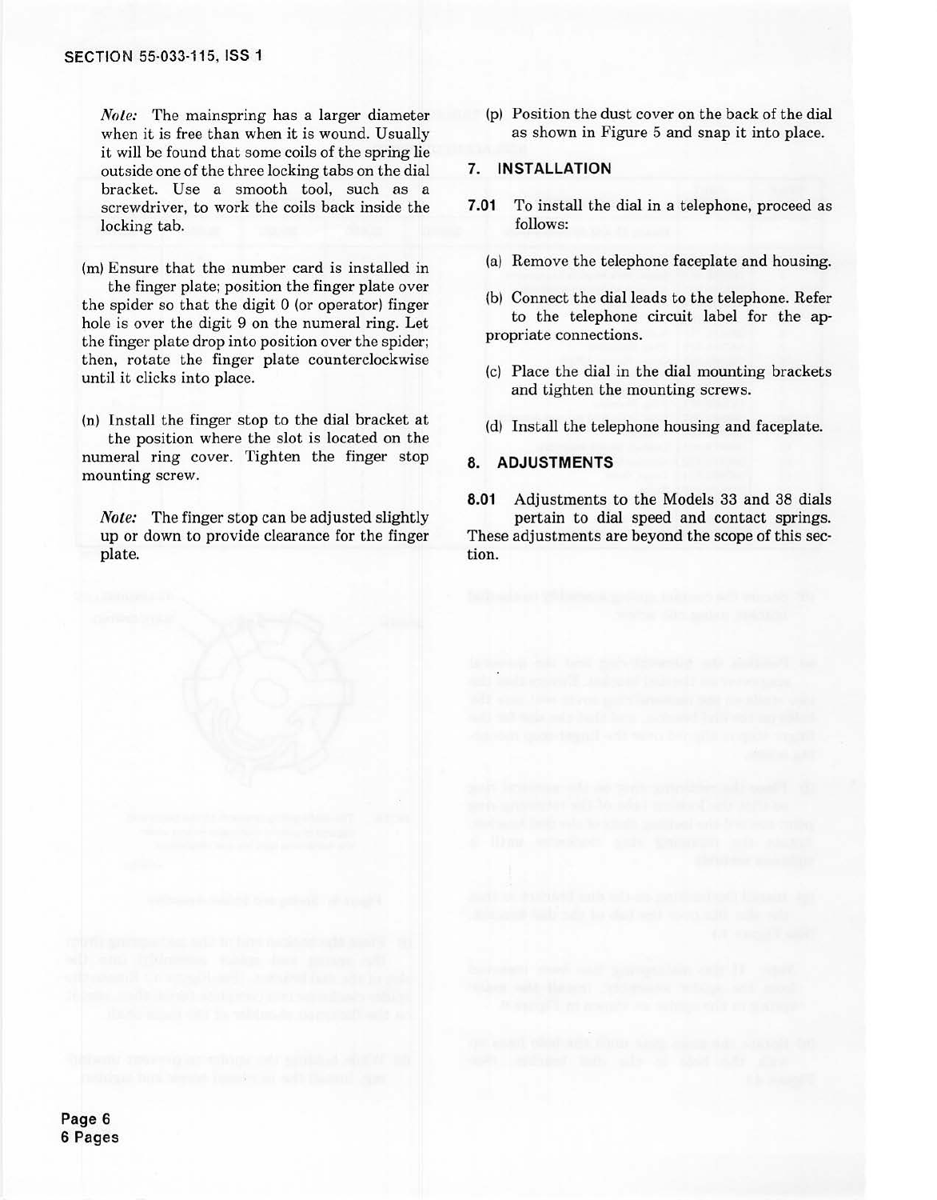*Note:* The mainspring has a larger diameter when it is free than when it is wound. Usually it will be found that some coils of the spring lie outside one of the three locking tabs on the dial bracket. Use a smooth tool, such as a screwdriver, to work the coils back inside the locking tab.

(m) Ensure that the number card is installed in the finger plate; position the finger plate over the spider so that the digit 0 (or operator) finger hole is over the digit 9 on the numeral ring. Let the finger plate drop into position over the spider; then, rotate the finger plate counterclockwise until it clicks into place.

(n) Install the finger stop to the dial bracket at the position where the slot is located on the numeral ring cover. Tighten the finger stop mounting screw.

*Note:* The finger stop can be adjusted slightly up or down to provide clearance for the finger plate.

(p) Position the dust cover on the back of the dial as shown in Figure 5 and snap it into place.

## 7. INSTALLATION

**7.01** To install the dial in a telephone, proceed as follows:

(a) Remove the telephone faceplate and housing.

(b) Connect the dial leads to the telephone. Refer to the telephone circuit label for the appropriate connections.

(c) Place the dial in the dial mounting brackets and tighten the mounting screws.

(d) Install the telephone housing and faceplate.

## 8. ADJUSTMENTS

**8.01** Adjustments to the Models 33 and 38 dials pertain to dial speed and contact springs. These adjustments are beyond the scope of this section.